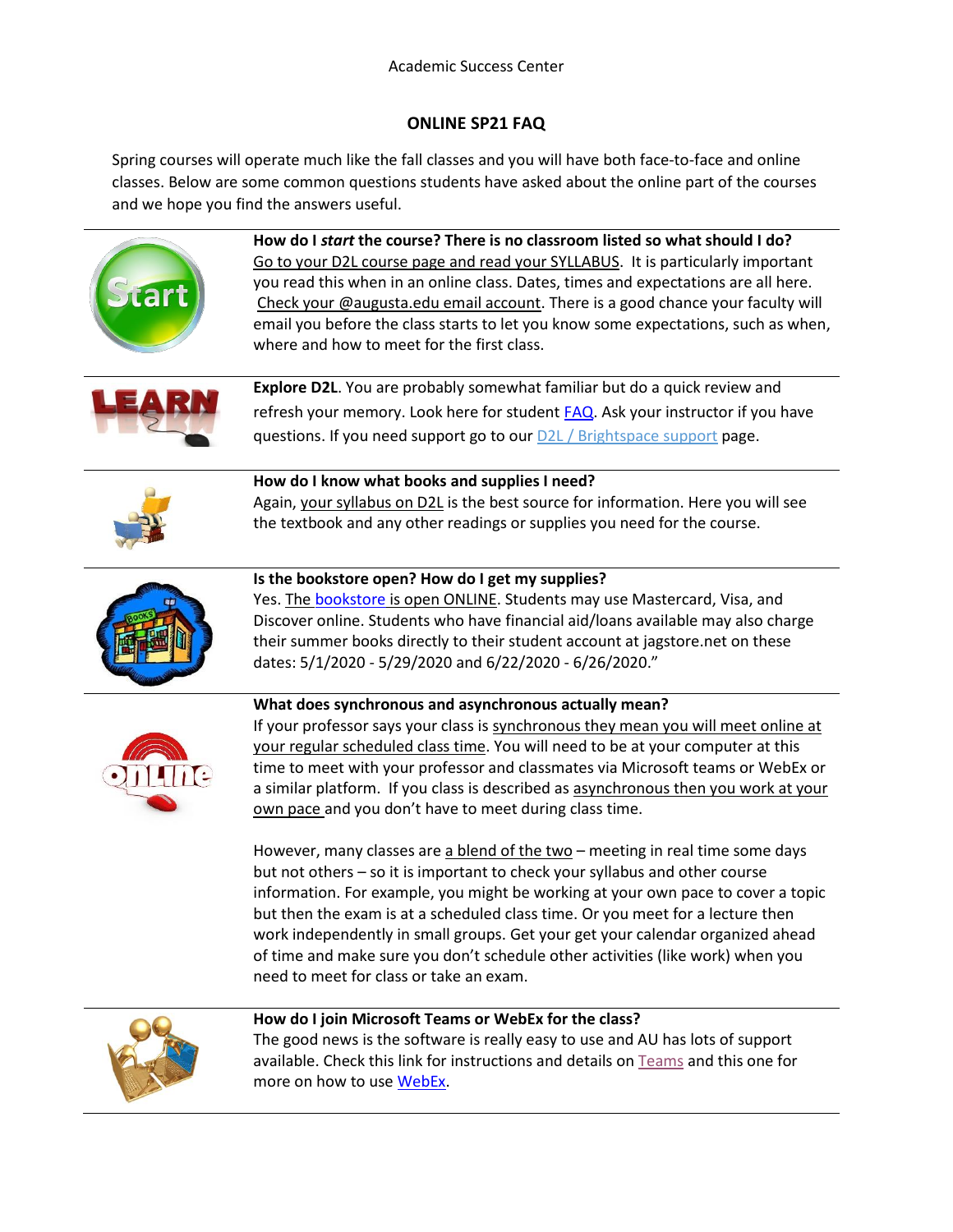Academic Success Center

# ONLINE SP21 FAQ

Spring courses will operate much like the fall classes and you will have both face-to-face and online classes. Below are some common questions students have asked about the online part of the courses and we hope you find the answers useful.

---

**How do I *start* the course? There is no classroom listed so what should I do?**
Go to your D2L course page and read your SYLLABUS. It is particularly important you read this when in an online class. Dates, times and expectations are all here. Check your @augusta.edu email account. There is a good chance your faculty will email you before the class starts to let you know some expectations, such as when, where and how to meet for the first class.

---

**Explore D2L**. You are probably somewhat familiar but do a quick review and refresh your memory. Look here for student FAQ. Ask your instructor if you have questions. If you need support go to our D2L / Brightspace support page.

---

**How do I know what books and supplies I need?**
Again, your syllabus on D2L is the best source for information. Here you will see the textbook and any other readings or supplies you need for the course.

---

**Is the bookstore open? How do I get my supplies?**
Yes. The bookstore is open ONLINE. Students may use Mastercard, Visa, and Discover online. Students who have financial aid/loans available may also charge their summer books directly to their student account at jagstore.net on these dates: 5/1/2020 - 5/29/2020 and 6/22/2020 - 6/26/2020."

---

**What does synchronous and asynchronous actually mean?**
If your professor says your class is synchronous they mean you will meet online at your regular scheduled class time. You will need to be at your computer at this time to meet with your professor and classmates via Microsoft teams or WebEx or a similar platform. If you class is described as asynchronous then you work at your own pace and you don't have to meet during class time.

However, many classes are a blend of the two – meeting in real time some days but not others – so it is important to check your syllabus and other course information. For example, you might be working at your own pace to cover a topic but then the exam is at a scheduled class time. Or you meet for a lecture then work independently in small groups. Get your get your calendar organized ahead of time and make sure you don't schedule other activities (like work) when you need to meet for class or take an exam.

---

**How do I join Microsoft Teams or WebEx for the class?**
The good news is the software is really easy to use and AU has lots of support available. Check this link for instructions and details on Teams and this one for more on how to use WebEx.

---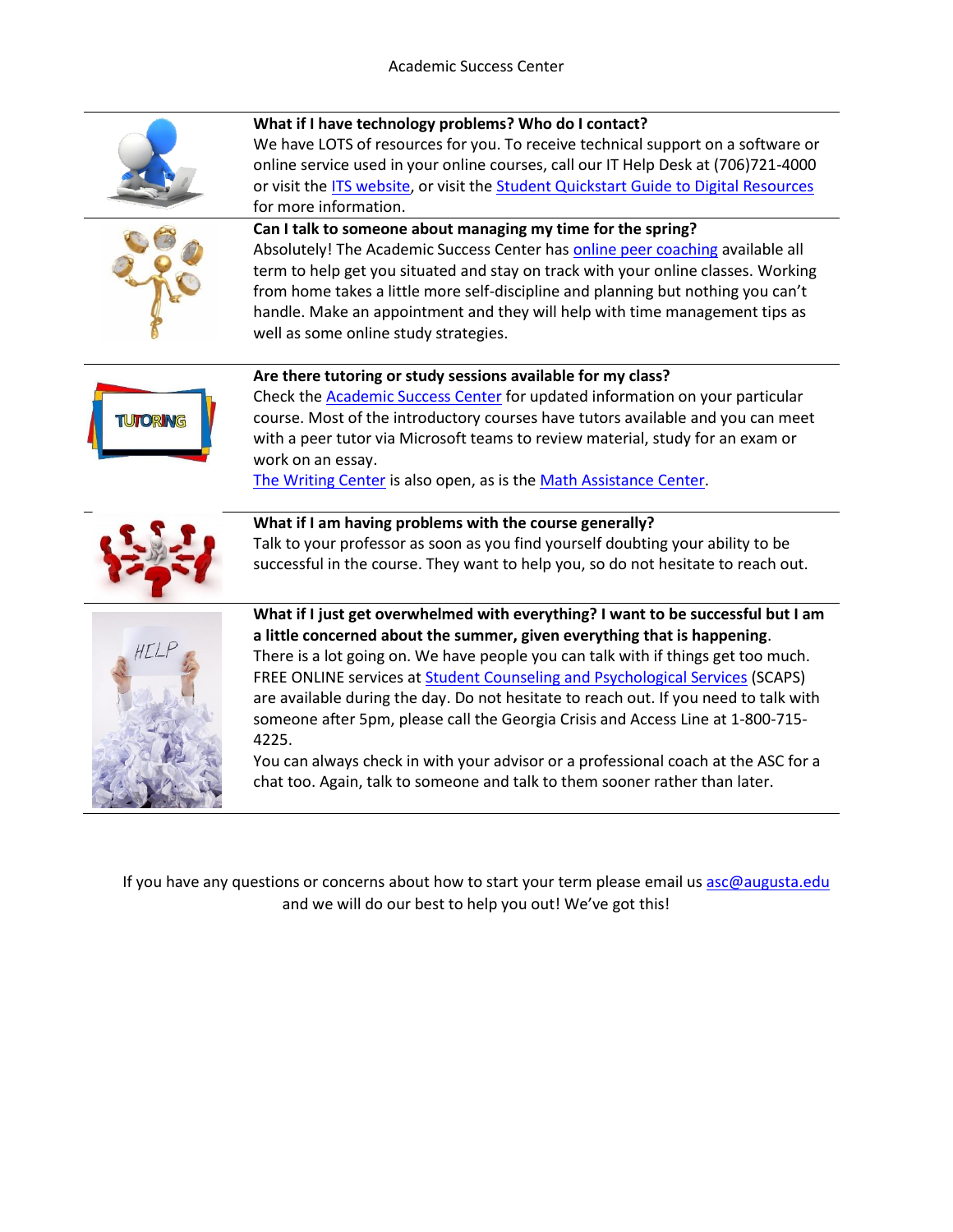Academic Success Center

**What if I have technology problems? Who do I contact?**
We have LOTS of resources for you. To receive technical support on a software or online service used in your online courses, call our IT Help Desk at (706)721-4000 or visit the ITS website, or visit the Student Quickstart Guide to Digital Resources for more information.

**Can I talk to someone about managing my time for the spring?**
Absolutely! The Academic Success Center has online peer coaching available all term to help get you situated and stay on track with your online classes. Working from home takes a little more self-discipline and planning but nothing you can't handle. Make an appointment and they will help with time management tips as well as some online study strategies.

**Are there tutoring or study sessions available for my class?**
Check the Academic Success Center for updated information on your particular course. Most of the introductory courses have tutors available and you can meet with a peer tutor via Microsoft teams to review material, study for an exam or work on an essay.
The Writing Center is also open, as is the Math Assistance Center.

**What if I am having problems with the course generally?**
Talk to your professor as soon as you find yourself doubting your ability to be successful in the course. They want to help you, so do not hesitate to reach out.

**What if I just get overwhelmed with everything? I want to be successful but I am a little concerned about the summer, given everything that is happening**.
There is a lot going on. We have people you can talk with if things get too much. FREE ONLINE services at Student Counseling and Psychological Services (SCAPS) are available during the day. Do not hesitate to reach out. If you need to talk with someone after 5pm, please call the Georgia Crisis and Access Line at 1-800-715-4225.
You can always check in with your advisor or a professional coach at the ASC for a chat too. Again, talk to someone and talk to them sooner rather than later.

If you have any questions or concerns about how to start your term please email us asc@augusta.edu and we will do our best to help you out! We've got this!